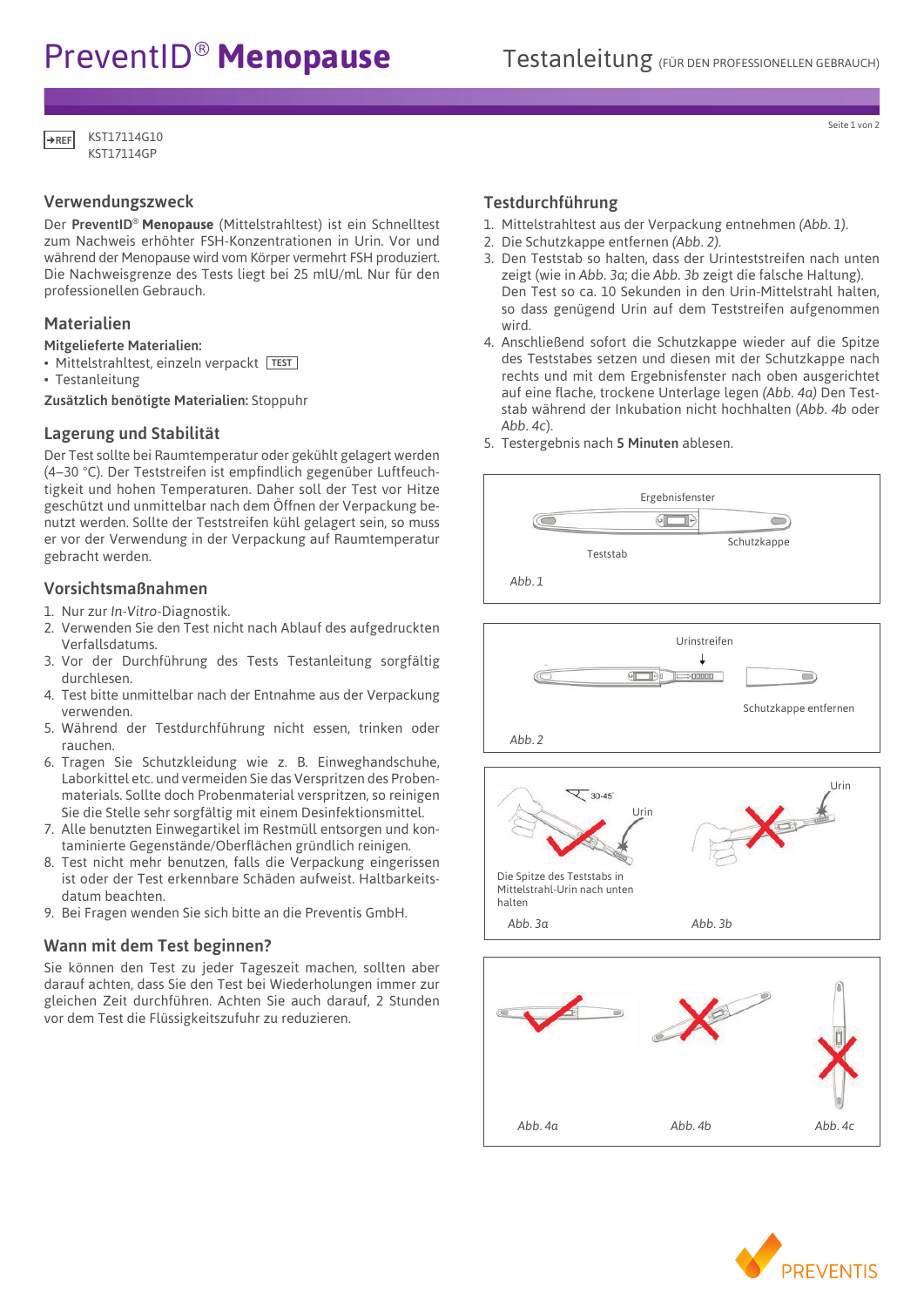# PreventID® **Menopause**

Testanleitung (FÜR DEN PROFESSIONELLEN GEBRAUCH)

REF KST17114G10
KST17114GP

## Verwendungszweck

Der **PreventID® Menopause** (Mittelstrahltest) ist ein Schnelltest zum Nachweis erhöhter FSH-Konzentrationen in Urin. Vor und während der Menopause wird vom Körper vermehrt FSH produziert. Die Nachweisgrenze des Tests liegt bei 25 mIU/ml. Nur für den professionellen Gebrauch.

## Materialien

**Mitgelieferte Materialien:**

- Mittelstrahltest, einzeln verpackt TEST
- Testanleitung

**Zusätzlich benötigte Materialien:** Stoppuhr

## Lagerung und Stabilität

Der Test sollte bei Raumtemperatur oder gekühlt gelagert werden (4–30 °C). Der Teststreifen ist empfindlich gegenüber Luftfeuchtigkeit und hohen Temperaturen. Daher soll der Test vor Hitze geschützt und unmittelbar nach dem Öffnen der Verpackung benutzt werden. Sollte der Teststreifen kühl gelagert sein, so muss er vor der Verwendung in der Verpackung auf Raumtemperatur gebracht werden.

## Vorsichtsmaßnahmen

1. Nur zur *In-Vitro*-Diagnostik.
2. Verwenden Sie den Test nicht nach Ablauf des aufgedruckten Verfallsdatums.
3. Vor der Durchführung des Tests Testanleitung sorgfältig durchlesen.
4. Test bitte unmittelbar nach der Entnahme aus der Verpackung verwenden.
5. Während der Testdurchführung nicht essen, trinken oder rauchen.
6. Tragen Sie Schutzkleidung wie z. B. Einweghandschuhe, Laborkittel etc. und vermeiden Sie das Verspritzen des Probenmaterials. Sollte doch Probenmaterial verspritzen, so reinigen Sie die Stelle sehr sorgfältig mit einem Desinfektionsmittel.
7. Alle benutzten Einwegartikel im Restmüll entsorgen und kontaminierte Gegenstände/Oberflächen gründlich reinigen.
8. Test nicht mehr benutzen, falls die Verpackung eingerissen ist oder der Test erkennbare Schäden aufweist. Haltbarkeitsdatum beachten.
9. Bei Fragen wenden Sie sich bitte an die Preventis GmbH.

## Wann mit dem Test beginnen?

Sie können den Test zu jeder Tageszeit machen, sollten aber darauf achten, dass Sie den Test bei Wiederholungen immer zur gleichen Zeit durchführen. Achten Sie auch darauf, 2 Stunden vor dem Test die Flüssigkeitszufuhr zu reduzieren.

## Testdurchführung

1. Mittelstrahltest aus der Verpackung entnehmen *(Abb. 1)*.
2. Die Schutzkappe entfernen *(Abb. 2)*.
3. Den Teststab so halten, dass der Urinteststreifen nach unten zeigt (wie in *Abb. 3a*; die *Abb. 3b* zeigt die falsche Haltung). Den Test so ca. 10 Sekunden in den Urin-Mittelstrahl halten, so dass genügend Urin auf dem Teststreifen aufgenommen wird.
4. Anschließend sofort die Schutzkappe wieder auf die Spitze des Teststabes setzen und diesen mit der Schutzkappe nach rechts und mit dem Ergebnisfenster nach oben ausgerichtet auf eine flache, trockene Unterlage legen *(Abb. 4a)* Den Teststab während der Inkubation nicht hochhalten (*Abb. 4b* oder *Abb. 4c*).
5. Testergebnis nach **5 Minuten** ablesen.

Ergebnisfenster — Teststab — Schutzkappe

*Abb. 1*

Urinstreifen — Schutzkappe entfernen

*Abb. 2*

30-45° — Urin — Urin

Die Spitze des Teststabs in Mittelstrahl-Urin nach unten halten

*Abb. 3a* *Abb. 3b*

*Abb. 4a* *Abb. 4b* *Abb. 4c*

PREVENTIS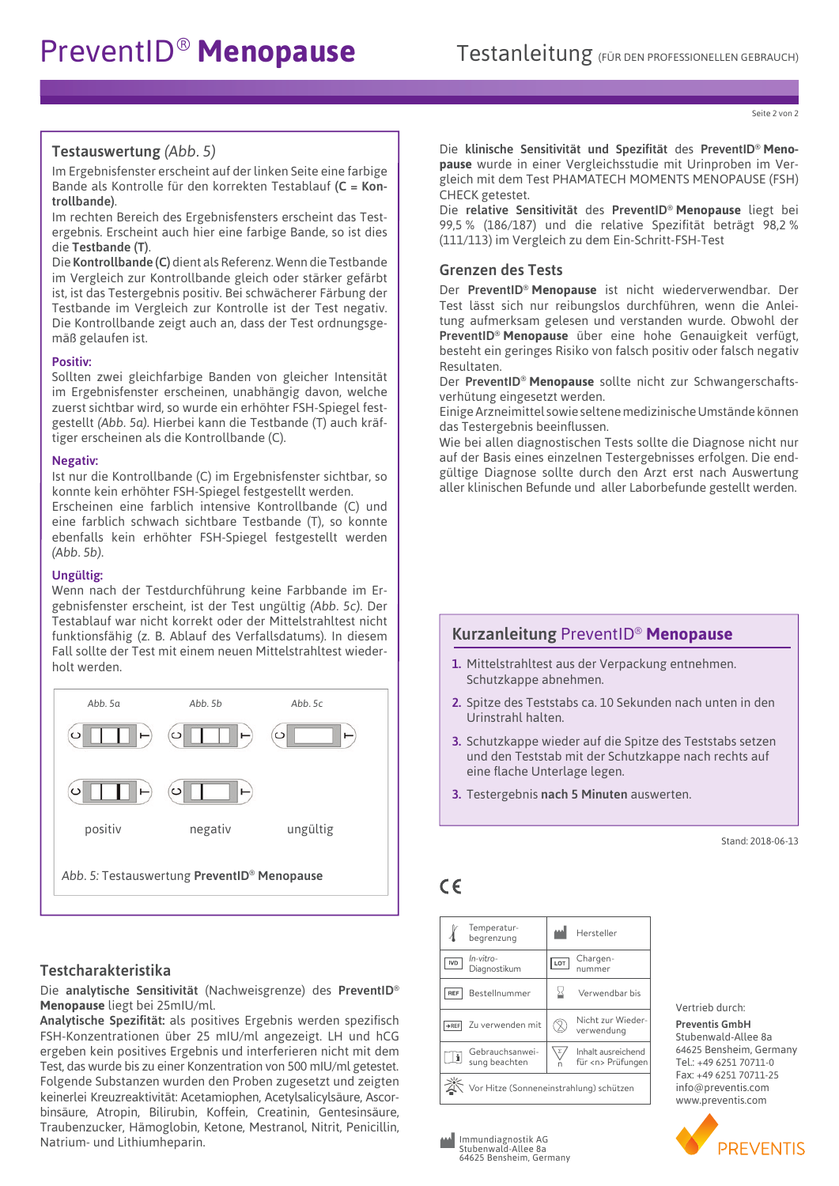# PreventID® Menopause

Testanleitung (FÜR DEN PROFESSIONELLEN GEBRAUCH)

## Testauswertung *(Abb. 5)*

Im Ergebnisfenster erscheint auf der linken Seite eine farbige Bande als Kontrolle für den korrekten Testablauf (**C = Kontrollbande**).
Im rechten Bereich des Ergebnisfensters erscheint das Testergebnis. Erscheint auch hier eine farbige Bande, so ist dies die **Testbande (T)**.
Die **Kontrollbande (C)** dient als Referenz. Wenn die Testbande im Vergleich zur Kontrollbande gleich oder stärker gefärbt ist, ist das Testergebnis positiv. Bei schwächerer Färbung der Testbande im Vergleich zur Kontrolle ist der Test negativ. Die Kontrollbande zeigt auch an, dass der Test ordnungsgemäß gelaufen ist.

**Positiv:**
Sollten zwei gleichfarbige Banden von gleicher Intensität im Ergebnisfenster erscheinen, unabhängig davon, welche zuerst sichtbar wird, so wurde ein erhöhter FSH-Spiegel festgestellt *(Abb. 5a)*. Hierbei kann die Testbande (T) auch kräftiger erscheinen als die Kontrollbande (C).

**Negativ:**
Ist nur die Kontrollbande (C) im Ergebnisfenster sichtbar, so konnte kein erhöhter FSH-Spiegel festgestellt werden.
Erscheinen eine farblich intensive Kontrollbande (C) und eine farblich schwach sichtbare Testbande (T), so konnte ebenfalls kein erhöhter FSH-Spiegel festgestellt werden *(Abb. 5b)*.

**Ungültig:**
Wenn nach der Testdurchführung keine Farbbande im Ergebnisfenster erscheint, ist der Test ungültig *(Abb. 5c)*. Der Testablauf war nicht korrekt oder der Mittelstrahltest nicht funktionsfähig (z. B. Ablauf des Verfallsdatums). In diesem Fall sollte der Test mit einem neuen Mittelstrahltest wiederholt werden.

Abb. 5a  Abb. 5b  Abb. 5c

positiv  negativ  ungültig

*Abb. 5:* Testauswertung **PreventID® Menopause**

## Testcharakteristika

Die **analytische Sensitivität** (Nachweisgrenze) des **PreventID® Menopause** liegt bei 25mIU/ml.
**Analytische Spezifität:** als positives Ergebnis werden spezifisch FSH-Konzentrationen über 25 mIU/ml angezeigt. LH und hCG ergeben kein positives Ergebnis und interferieren nicht mit dem Test, das wurde bis zu einer Konzentration von 500 mIU/ml getestet.
Folgende Substanzen wurden den Proben zugesetzt und zeigten keinerlei Kreuzreaktivität: Acetamiophen, Acetylsalicylsäure, Ascorbinsäure, Atropin, Bilirubin, Koffein, Creatinin, Gentesinsäure, Traubenzucker, Hämoglobin, Ketone, Mestranol, Nitrit, Penicillin, Natrium- und Lithiumheparin.

Die **klinische Sensitivität und Spezifität** des **PreventID® Menopause** wurde in einer Vergleichsstudie mit Urinproben im Vergleich mit dem Test PHAMATECH MOMENTS MENOPAUSE (FSH) CHECK getestet.
Die **relative Sensitivität** des **PreventID® Menopause** liegt bei 99,5 % (186/187) und die relative Spezifität beträgt 98,2 % (111/113) im Vergleich zu dem Ein-Schritt-FSH-Test

## Grenzen des Tests

Der **PreventID® Menopause** ist nicht wiederverwendbar. Der Test lässt sich nur reibungslos durchführen, wenn die Anleitung aufmerksam gelesen und verstanden wurde. Obwohl der **PreventID® Menopause** über eine hohe Genauigkeit verfügt, besteht ein geringes Risiko von falsch positiv oder falsch negativ Resultaten.
Der **PreventID® Menopause** sollte nicht zur Schwangerschaftsverhütung eingesetzt werden.
Einige Arzneimittel sowie seltene medizinische Umstände können das Testergebnis beeinflussen.
Wie bei allen diagnostischen Tests sollte die Diagnose nicht nur auf der Basis eines einzelnen Testergebnisses erfolgen. Die endgültige Diagnose sollte durch den Arzt erst nach Auswertung aller klinischen Befunde und aller Laborbefunde gestellt werden.

## Kurzanleitung PreventID® Menopause

1. Mittelstrahltest aus der Verpackung entnehmen. Schutzkappe abnehmen.
2. Spitze des Teststabs ca. 10 Sekunden nach unten in den Urinstrahl halten.
3. Schutzkappe wieder auf die Spitze des Teststabs setzen und den Teststab mit der Schutzkappe nach rechts auf eine flache Unterlage legen.
3. Testergebnis **nach 5 Minuten** auswerten.

Stand: 2018-06-13

CE

| | |
|---|---|
| Temperaturbegrenzung | Hersteller |
| IVD *In-vitro-*Diagnostikum | LOT Chargennummer |
| REF Bestellnummer | Verwendbar bis |
| →REF Zu verwenden mit | Nicht zur Wiederverwendung |
| Gebrauchsanweisung beachten | Inhalt ausreichend für <n> Prüfungen |
| Vor Hitze (Sonneneinstrahlung) schützen | |

Immundiagnostik AG
Stubenwald-Allee 8a
64625 Bensheim, Germany

Vertrieb durch:
**Preventis GmbH**
Stubenwald-Allee 8a
64625 Bensheim, Germany
Tel.: +49 6251 70711-0
Fax: +49 6251 70711-25
info@preventis.com
www.preventis.com

PREVENTIS